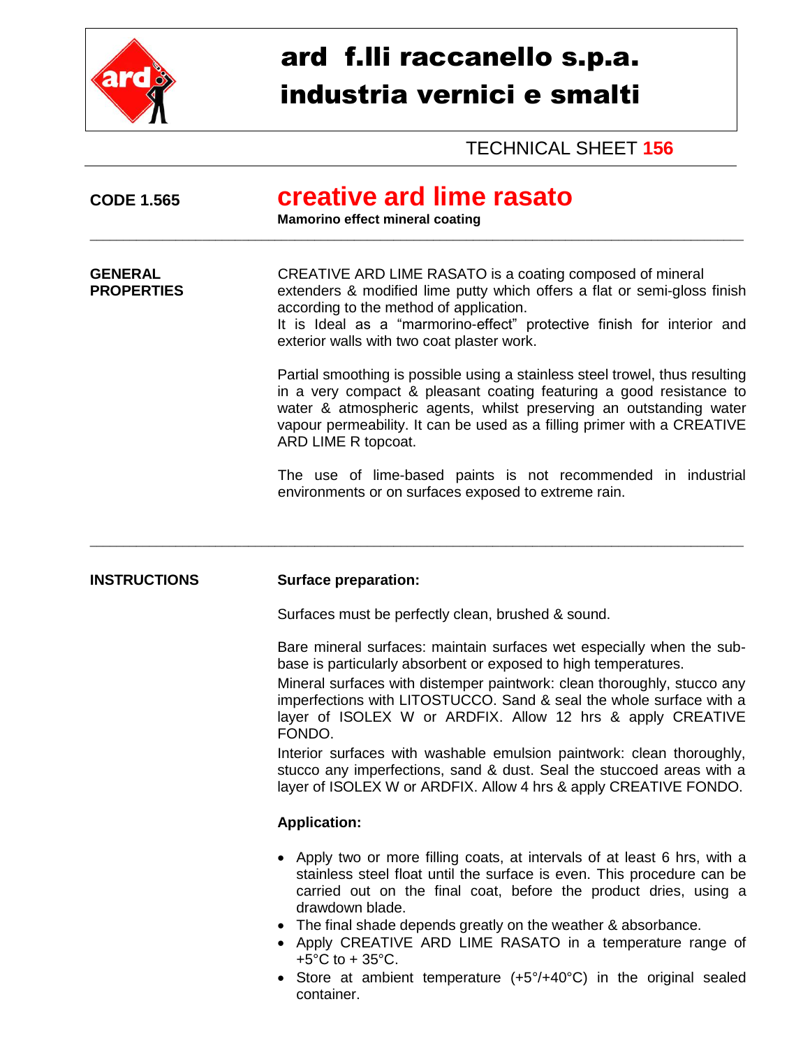# ard f.lli raccanello s.p.a.
# industria vernici e smalti

TECHNICAL SHEET **156**

**CODE 1.565**

## creative ard lime rasato

**Mamorino effect mineral coating**

---

**GENERAL PROPERTIES**

CREATIVE ARD LIME RASATO is a coating composed of mineral extenders & modified lime putty which offers a flat or semi-gloss finish according to the method of application.
It is Ideal as a "marmorino-effect" protective finish for interior and exterior walls with two coat plaster work.

Partial smoothing is possible using a stainless steel trowel, thus resulting in a very compact & pleasant coating featuring a good resistance to water & atmospheric agents, whilst preserving an outstanding water vapour permeability. It can be used as a filling primer with a CREATIVE ARD LIME R topcoat.

The use of lime-based paints is not recommended in industrial environments or on surfaces exposed to extreme rain.

---

**INSTRUCTIONS**

**Surface preparation:**

Surfaces must be perfectly clean, brushed & sound.

Bare mineral surfaces: maintain surfaces wet especially when the sub-base is particularly absorbent or exposed to high temperatures.
Mineral surfaces with distemper paintwork: clean thoroughly, stucco any imperfections with LITOSTUCCO. Sand & seal the whole surface with a layer of ISOLEX W or ARDFIX. Allow 12 hrs & apply CREATIVE FONDO.
Interior surfaces with washable emulsion paintwork: clean thoroughly, stucco any imperfections, sand & dust. Seal the stuccoed areas with a layer of ISOLEX W or ARDFIX. Allow 4 hrs & apply CREATIVE FONDO.

**Application:**

- Apply two or more filling coats, at intervals of at least 6 hrs, with a stainless steel float until the surface is even. This procedure can be carried out on the final coat, before the product dries, using a drawdown blade.
- The final shade depends greatly on the weather & absorbance.
- Apply CREATIVE ARD LIME RASATO in a temperature range of +5°C to + 35°C.
- Store at ambient temperature (+5°/+40°C) in the original sealed container.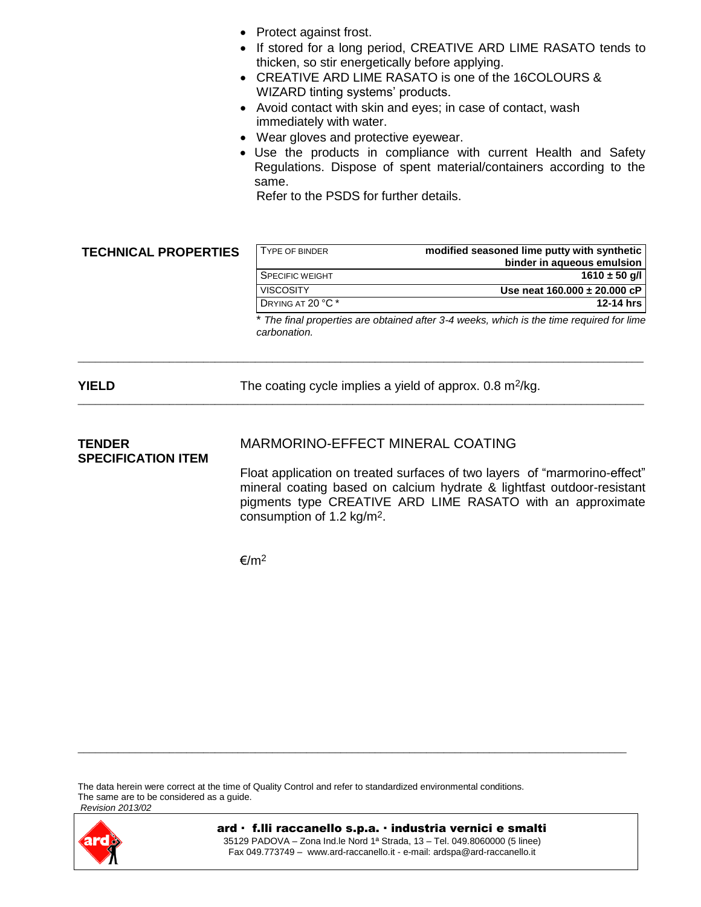- Protect against frost.
- If stored for a long period, CREATIVE ARD LIME RASATO tends to thicken, so stir energetically before applying.
- CREATIVE ARD LIME RASATO is one of the 16COLOURS & WIZARD tinting systems' products.
- Avoid contact with skin and eyes; in case of contact, wash immediately with water.
- Wear gloves and protective eyewear.
- Use the products in compliance with current Health and Safety Regulations. Dispose of spent material/containers according to the same.
  Refer to the PSDS for further details.

**TECHNICAL PROPERTIES**

| | |
|---|---|
| TYPE OF BINDER | **modified seasoned lime putty with synthetic binder in aqueous emulsion** |
| SPECIFIC WEIGHT | **1610 ± 50 g/l** |
| VISCOSITY | **Use neat 160.000 ± 20.000 cP** |
| DRYING AT 20 °C * | **12-14 hrs** |

\* *The final properties are obtained after 3-4 weeks, which is the time required for lime carbonation.*

---

**YIELD**

The coating cycle implies a yield of approx. 0.8 $m^2$/kg.

---

**TENDER SPECIFICATION ITEM**

MARMORINO-EFFECT MINERAL COATING

Float application on treated surfaces of two layers of "marmorino-effect" mineral coating based on calcium hydrate & lightfast outdoor-resistant pigments type CREATIVE ARD LIME RASATO with an approximate consumption of 1.2 kg/$m^2$.

€/$m^2$

---

The data herein were correct at the time of Quality Control and refer to standardized environmental conditions.
The same are to be considered as a guide.
*Revision 2013/02*

**ard · f.lli raccanello s.p.a. · industria vernici e smalti**
35129 PADOVA – Zona Ind.le Nord 1ª Strada, 13 – Tel. 049.8060000 (5 linee)
Fax 049.773749 – www.ard-raccanello.it - e-mail: ardspa@ard-raccanello.it